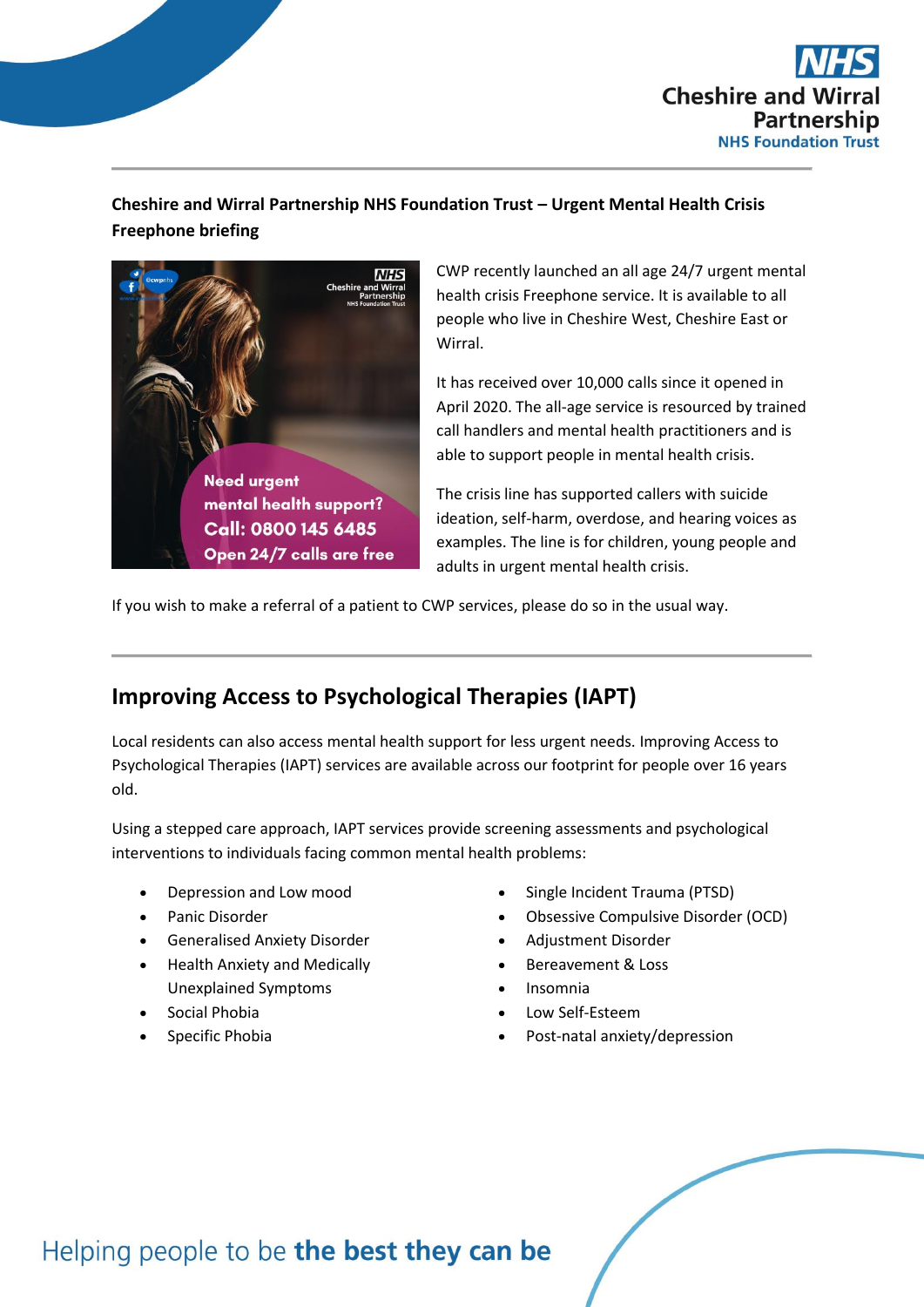**Cheshire and Wirral Partnership NHS Foundation Trust – Urgent Mental Health Crisis Freephone briefing**

CWP recently launched an all age 24/7 urgent mental health crisis Freephone service. It is available to all people who live in Cheshire West, Cheshire East or Wirral.

It has received over 10,000 calls since it opened in April 2020. The all-age service is resourced by trained call handlers and mental health practitioners and is able to support people in mental health crisis.

The crisis line has supported callers with suicide ideation, self-harm, overdose, and hearing voices as examples. The line is for children, young people and adults in urgent mental health crisis.

If you wish to make a referral of a patient to CWP services, please do so in the usual way.

## Improving Access to Psychological Therapies (IAPT)

Local residents can also access mental health support for less urgent needs. Improving Access to Psychological Therapies (IAPT) services are available across our footprint for people over 16 years old.

Using a stepped care approach, IAPT services provide screening assessments and psychological interventions to individuals facing common mental health problems:

- Depression and Low mood
- Panic Disorder
- Generalised Anxiety Disorder
- Health Anxiety and Medically Unexplained Symptoms
- Social Phobia
- Specific Phobia
- Single Incident Trauma (PTSD)
- Obsessive Compulsive Disorder (OCD)
- Adjustment Disorder
- Bereavement & Loss
- Insomnia
- Low Self-Esteem
- Post-natal anxiety/depression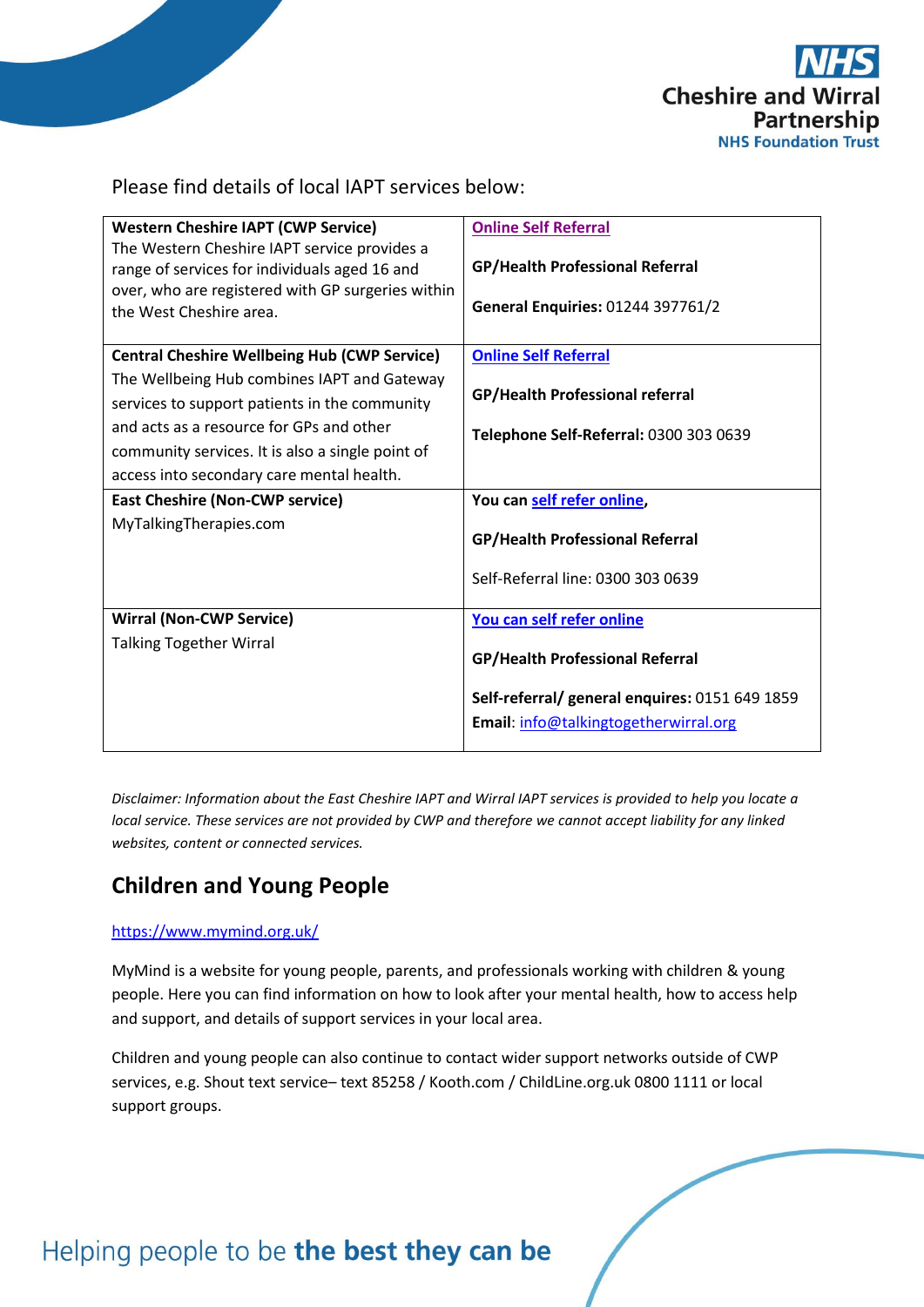Please find details of local IAPT services below:

| | |
|---|---|
| **Western Cheshire IAPT (CWP Service)** The Western Cheshire IAPT service provides a range of services for individuals aged 16 and over, who are registered with GP surgeries within the West Cheshire area. | **Online Self Referral** **GP/Health Professional Referral** **General Enquiries:** 01244 397761/2 |
| **Central Cheshire Wellbeing Hub (CWP Service)** The Wellbeing Hub combines IAPT and Gateway services to support patients in the community and acts as a resource for GPs and other community services. It is also a single point of access into secondary care mental health. | **Online Self Referral** **GP/Health Professional referral** **Telephone Self-Referral:** 0300 303 0639 |
| **East Cheshire (Non-CWP service)** MyTalkingTherapies.com | **You can self refer online,** **GP/Health Professional Referral** Self-Referral line: 0300 303 0639 |
| **Wirral (Non-CWP Service)** Talking Together Wirral | **You can self refer online** **GP/Health Professional Referral** **Self-referral/ general enquires:** 0151 649 1859 **Email**: info@talkingtogetherwirral.org |

*Disclaimer: Information about the East Cheshire IAPT and Wirral IAPT services is provided to help you locate a local service. These services are not provided by CWP and therefore we cannot accept liability for any linked websites, content or connected services.*

## Children and Young People

https://www.mymind.org.uk/

MyMind is a website for young people, parents, and professionals working with children & young people. Here you can find information on how to look after your mental health, how to access help and support, and details of support services in your local area.

Children and young people can also continue to contact wider support networks outside of CWP services, e.g. Shout text service– text 85258 / Kooth.com / ChildLine.org.uk 0800 1111 or local support groups.